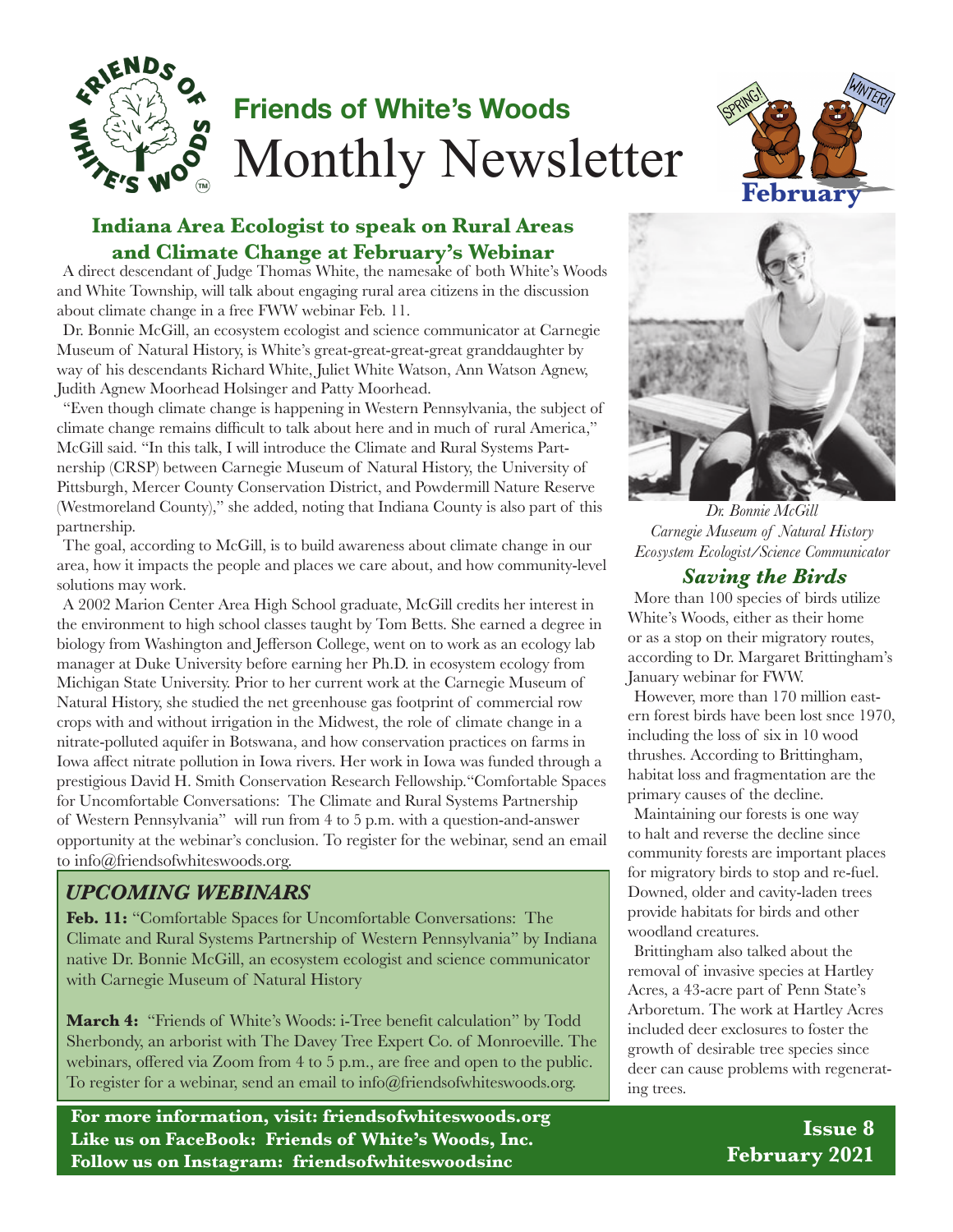# Friends of White's Woods Monthly Newsletter

February

## Indiana Area Ecologist to speak on Rural Areas and Climate Change at February's Webinar

A direct descendant of Judge Thomas White, the namesake of both White's Woods and White Township, will talk about engaging rural area citizens in the discussion about climate change in a free FWW webinar Feb. 11.

Dr. Bonnie McGill, an ecosystem ecologist and science communicator at Carnegie Museum of Natural History, is White's great-great-great-great granddaughter by way of his descendants Richard White, Juliet White Watson, Ann Watson Agnew, Judith Agnew Moorhead Holsinger and Patty Moorhead.

"Even though climate change is happening in Western Pennsylvania, the subject of climate change remains difficult to talk about here and in much of rural America," McGill said. "In this talk, I will introduce the Climate and Rural Systems Partnership (CRSP) between Carnegie Museum of Natural History, the University of Pittsburgh, Mercer County Conservation District, and Powdermill Nature Reserve (Westmoreland County)," she added, noting that Indiana County is also part of this partnership.

The goal, according to McGill, is to build awareness about climate change in our area, how it impacts the people and places we care about, and how community-level solutions may work.

A 2002 Marion Center Area High School graduate, McGill credits her interest in the environment to high school classes taught by Tom Betts. She earned a degree in biology from Washington and Jefferson College, went on to work as an ecology lab manager at Duke University before earning her Ph.D. in ecosystem ecology from Michigan State University. Prior to her current work at the Carnegie Museum of Natural History, she studied the net greenhouse gas footprint of commercial row crops with and without irrigation in the Midwest, the role of climate change in a nitrate-polluted aquifer in Botswana, and how conservation practices on farms in Iowa affect nitrate pollution in Iowa rivers. Her work in Iowa was funded through a prestigious David H. Smith Conservation Research Fellowship."Comfortable Spaces for Uncomfortable Conversations: The Climate and Rural Systems Partnership of Western Pennsylvania" will run from 4 to 5 p.m. with a question-and-answer opportunity at the webinar's conclusion. To register for the webinar, send an email to info@friendsofwhiteswoods.org.

*Dr. Bonnie McGill*
*Carnegie Museum of Natural History*
*Ecosystem Ecologist/Science Communicator*

### *UPCOMING WEBINARS*

**Feb. 11:** "Comfortable Spaces for Uncomfortable Conversations: The Climate and Rural Systems Partnership of Western Pennsylvania" by Indiana native Dr. Bonnie McGill, an ecosystem ecologist and science communicator with Carnegie Museum of Natural History

**March 4:** "Friends of White's Woods: i-Tree benefit calculation" by Todd Sherbondy, an arborist with The Davey Tree Expert Co. of Monroeville. The webinars, offered via Zoom from 4 to 5 p.m., are free and open to the public. To register for a webinar, send an email to info@friendsofwhiteswoods.org.

## *Saving the Birds*

More than 100 species of birds utilize White's Woods, either as their home or as a stop on their migratory routes, according to Dr. Margaret Brittingham's January webinar for FWW.

However, more than 170 million eastern forest birds have been lost snce 1970, including the loss of six in 10 wood thrushes. According to Brittingham, habitat loss and fragmentation are the primary causes of the decline.

Maintaining our forests is one way to halt and reverse the decline since community forests are important places for migratory birds to stop and re-fuel. Downed, older and cavity-laden trees provide habitats for birds and other woodland creatures.

Brittingham also talked about the removal of invasive species at Hartley Acres, a 43-acre part of Penn State's Arboretum. The work at Hartley Acres included deer exclosures to foster the growth of desirable tree species since deer can cause problems with regenerating trees.

**For more information, visit: friendsofwhiteswoods.org**
**Like us on FaceBook: Friends of White's Woods, Inc.**
**Follow us on Instagram: friendsofwhiteswoodsinc**

**Issue 8**
**February 2021**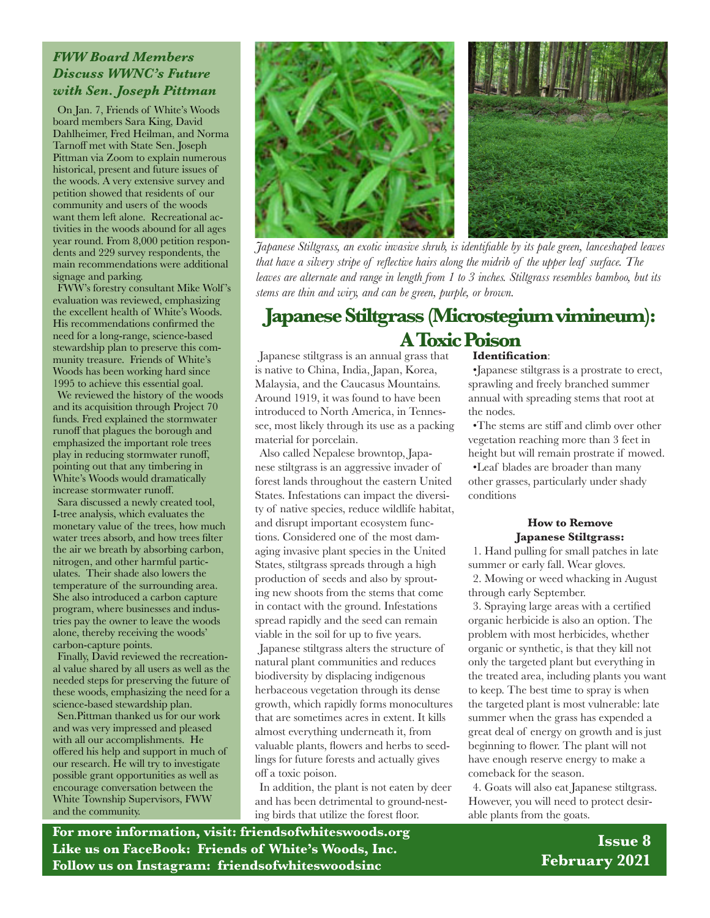### *FWW Board Members Discuss WWNC's Future with Sen. Joseph Pittman*

On Jan. 7, Friends of White's Woods board members Sara King, David Dahlheimer, Fred Heilman, and Norma Tarnoff met with State Sen. Joseph Pittman via Zoom to explain numerous historical, present and future issues of the woods. A very extensive survey and petition showed that residents of our community and users of the woods want them left alone. Recreational activities in the woods abound for all ages year round. From 8,000 petition respondents and 229 survey respondents, the main recommendations were additional signage and parking.

FWW's forestry consultant Mike Wolf's evaluation was reviewed, emphasizing the excellent health of White's Woods. His recommendations confirmed the need for a long-range, science-based stewardship plan to preserve this community treasure. Friends of White's Woods has been working hard since 1995 to achieve this essential goal.

We reviewed the history of the woods and its acquisition through Project 70 funds. Fred explained the stormwater runoff that plagues the borough and emphasized the important role trees play in reducing stormwater runoff, pointing out that any timbering in White's Woods would dramatically increase stormwater runoff.

Sara discussed a newly created tool, I-tree analysis, which evaluates the monetary value of the trees, how much water trees absorb, and how trees filter the air we breath by absorbing carbon, nitrogen, and other harmful particulates. Their shade also lowers the temperature of the surrounding area. She also introduced a carbon capture program, where businesses and industries pay the owner to leave the woods alone, thereby receiving the woods' carbon-capture points.

Finally, David reviewed the recreational value shared by all users as well as the needed steps for preserving the future of these woods, emphasizing the need for a science-based stewardship plan.

Sen.Pittman thanked us for our work and was very impressed and pleased with all our accomplishments. He offered his help and support in much of our research. He will try to investigate possible grant opportunities as well as encourage conversation between the White Township Supervisors, FWW and the community.

*Japanese Stiltgrass, an exotic invasive shrub, is identifiable by its pale green, lanceshaped leaves that have a silvery stripe of reflective hairs along the midrib of the upper leaf surface. The leaves are alternate and range in length from 1 to 3 inches. Stiltgrass resembles bamboo, but its stems are thin and wiry, and can be green, purple, or brown.*

# Japanese Stiltgrass (Microstegium vimineum): A Toxic Poison

Japanese stiltgrass is an annual grass that is native to China, India, Japan, Korea, Malaysia, and the Caucasus Mountains. Around 1919, it was found to have been introduced to North America, in Tennessee, most likely through its use as a packing material for porcelain.

Also called Nepalese browntop, Japanese stiltgrass is an aggressive invader of forest lands throughout the eastern United States. Infestations can impact the diversity of native species, reduce wildlife habitat, and disrupt important ecosystem functions. Considered one of the most damaging invasive plant species in the United States, stiltgrass spreads through a high production of seeds and also by sprouting new shoots from the stems that come in contact with the ground. Infestations spread rapidly and the seed can remain viable in the soil for up to five years.

Japanese stiltgrass alters the structure of natural plant communities and reduces biodiversity by displacing indigenous herbaceous vegetation through its dense growth, which rapidly forms monocultures that are sometimes acres in extent. It kills almost everything underneath it, from valuable plants, flowers and herbs to seedlings for future forests and actually gives off a toxic poison.

In addition, the plant is not eaten by deer and has been detrimental to ground-nesting birds that utilize the forest floor.

**Identification**:

- Japanese stiltgrass is a prostrate to erect, sprawling and freely branched summer annual with spreading stems that root at the nodes.
- The stems are stiff and climb over other vegetation reaching more than 3 feet in height but will remain prostrate if mowed.
- Leaf blades are broader than many other grasses, particularly under shady conditions

**How to Remove Japanese Stiltgrass:**

1. Hand pulling for small patches in late summer or early fall. Wear gloves.
2. Mowing or weed whacking in August through early September.
3. Spraying large areas with a certified organic herbicide is also an option. The problem with most herbicides, whether organic or synthetic, is that they kill not only the targeted plant but everything in the treated area, including plants you want to keep. The best time to spray is when the targeted plant is most vulnerable: late summer when the grass has expended a great deal of energy on growth and is just beginning to flower. The plant will not have enough reserve energy to make a comeback for the season.
4. Goats will also eat Japanese stiltgrass. However, you will need to protect desirable plants from the goats.

**For more information, visit: friendsofwhiteswoods.org**
**Like us on FaceBook: Friends of White's Woods, Inc.**
**Follow us on Instagram: friendsofwhiteswoodsinc**

**Issue 8**
**February 2021**